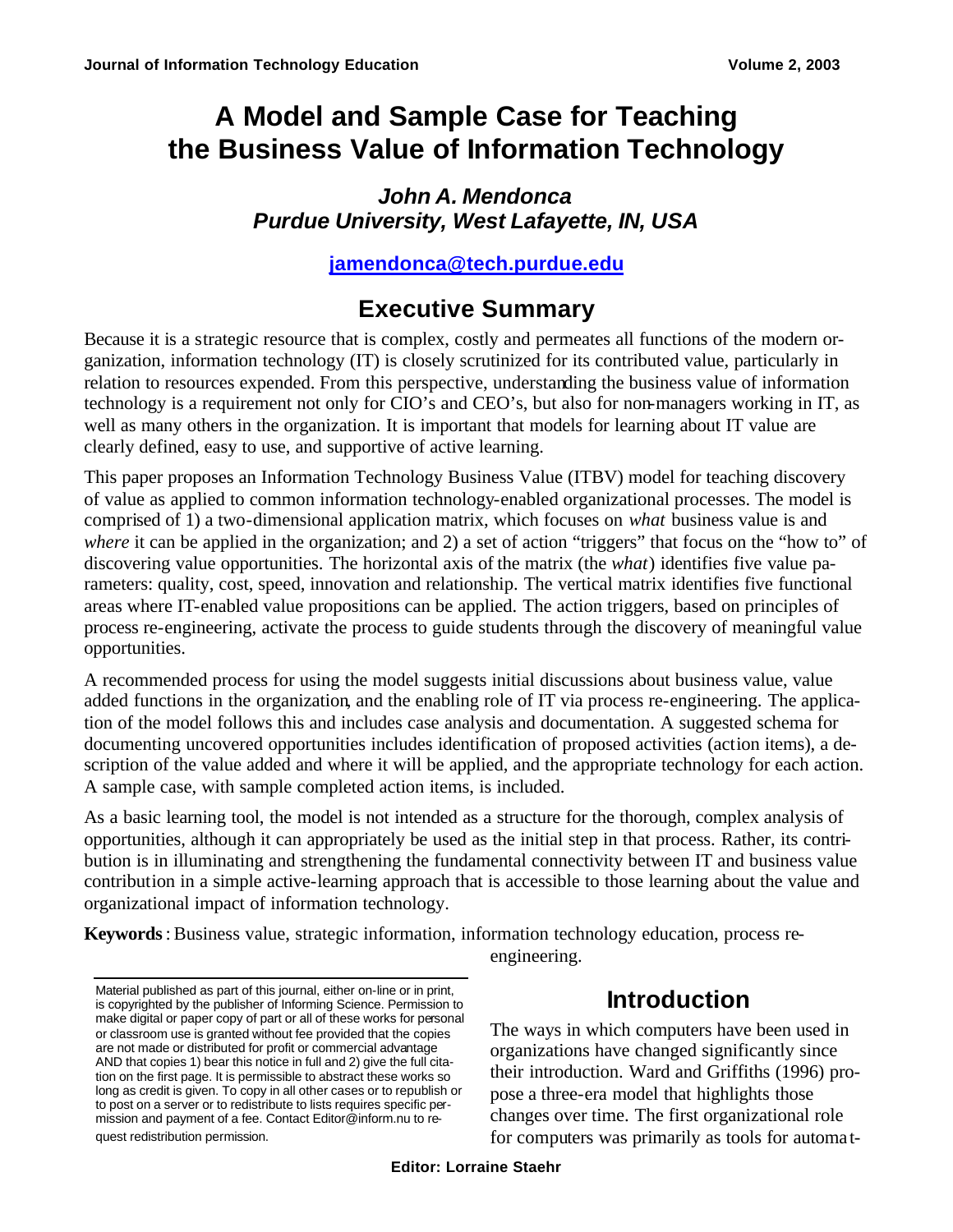# A Model and Sample Case for Teaching the Business Value of Information Technology

***John A. Mendonca***
***Purdue University, West Lafayette, IN, USA***

**jamendonca@tech.purdue.edu**

## Executive Summary

Because it is a strategic resource that is complex, costly and permeates all functions of the modern organization, information technology (IT) is closely scrutinized for its contributed value, particularly in relation to resources expended. From this perspective, understanding the business value of information technology is a requirement not only for CIO's and CEO's, but also for non-managers working in IT, as well as many others in the organization. It is important that models for learning about IT value are clearly defined, easy to use, and supportive of active learning.

This paper proposes an Information Technology Business Value (ITBV) model for teaching discovery of value as applied to common information technology-enabled organizational processes. The model is comprised of 1) a two-dimensional application matrix, which focuses on *what* business value is and *where* it can be applied in the organization; and 2) a set of action "triggers" that focus on the "how to" of discovering value opportunities. The horizontal axis of the matrix (the *what*) identifies five value parameters: quality, cost, speed, innovation and relationship. The vertical matrix identifies five functional areas where IT-enabled value propositions can be applied. The action triggers, based on principles of process re-engineering, activate the process to guide students through the discovery of meaningful value opportunities.

A recommended process for using the model suggests initial discussions about business value, value added functions in the organization, and the enabling role of IT via process re-engineering. The application of the model follows this and includes case analysis and documentation. A suggested schema for documenting uncovered opportunities includes identification of proposed activities (action items), a description of the value added and where it will be applied, and the appropriate technology for each action. A sample case, with sample completed action items, is included.

As a basic learning tool, the model is not intended as a structure for the thorough, complex analysis of opportunities, although it can appropriately be used as the initial step in that process. Rather, its contribution is in illuminating and strengthening the fundamental connectivity between IT and business value contribution in a simple active-learning approach that is accessible to those learning about the value and organizational impact of information technology.

**Keywords**: Business value, strategic information, information technology education, process re-engineering.

Material published as part of this journal, either on-line or in print, is copyrighted by the publisher of Informing Science. Permission to make digital or paper copy of part or all of these works for personal or classroom use is granted without fee provided that the copies are not made or distributed for profit or commercial advantage AND that copies 1) bear this notice in full and 2) give the full citation on the first page. It is permissible to abstract these works so long as credit is given. To copy in all other cases or to republish or to post on a server or to redistribute to lists requires specific permission and payment of a fee. Contact Editor@inform.nu to request redistribution permission.

## Introduction

The ways in which computers have been used in organizations have changed significantly since their introduction. Ward and Griffiths (1996) propose a three-era model that highlights those changes over time. The first organizational role for computers was primarily as tools for automat-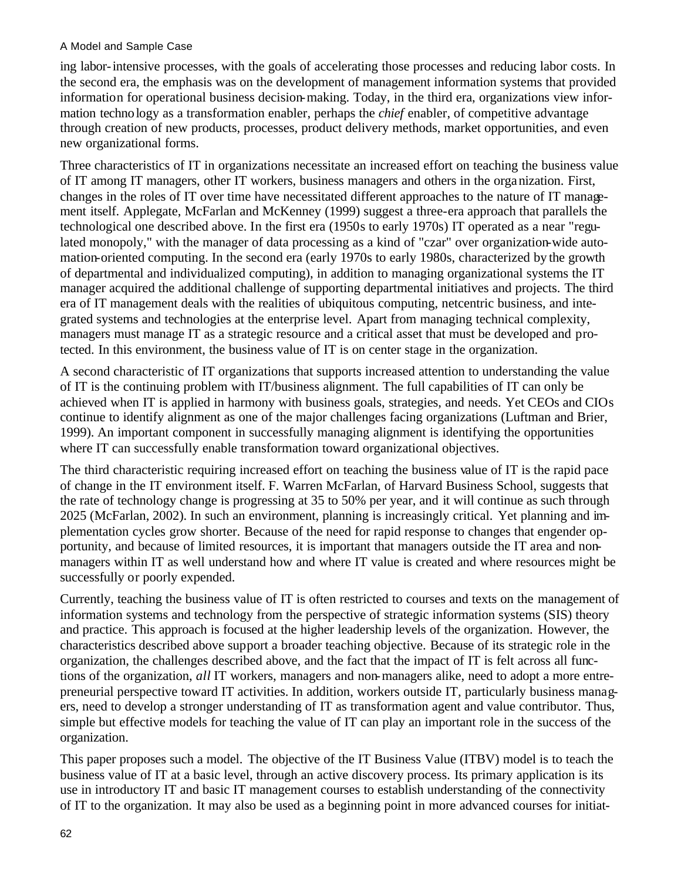ing labor-intensive processes, with the goals of accelerating those processes and reducing labor costs. In the second era, the emphasis was on the development of management information systems that provided information for operational business decision-making. Today, in the third era, organizations view information technology as a transformation enabler, perhaps the *chief* enabler, of competitive advantage through creation of new products, processes, product delivery methods, market opportunities, and even new organizational forms.

Three characteristics of IT in organizations necessitate an increased effort on teaching the business value of IT among IT managers, other IT workers, business managers and others in the organization. First, changes in the roles of IT over time have necessitated different approaches to the nature of IT management itself. Applegate, McFarlan and McKenney (1999) suggest a three-era approach that parallels the technological one described above. In the first era (1950s to early 1970s) IT operated as a near "regulated monopoly," with the manager of data processing as a kind of "czar" over organization-wide automation-oriented computing. In the second era (early 1970s to early 1980s, characterized by the growth of departmental and individualized computing), in addition to managing organizational systems the IT manager acquired the additional challenge of supporting departmental initiatives and projects. The third era of IT management deals with the realities of ubiquitous computing, netcentric business, and integrated systems and technologies at the enterprise level. Apart from managing technical complexity, managers must manage IT as a strategic resource and a critical asset that must be developed and protected. In this environment, the business value of IT is on center stage in the organization.

A second characteristic of IT organizations that supports increased attention to understanding the value of IT is the continuing problem with IT/business alignment. The full capabilities of IT can only be achieved when IT is applied in harmony with business goals, strategies, and needs. Yet CEOs and CIOs continue to identify alignment as one of the major challenges facing organizations (Luftman and Brier, 1999). An important component in successfully managing alignment is identifying the opportunities where IT can successfully enable transformation toward organizational objectives.

The third characteristic requiring increased effort on teaching the business value of IT is the rapid pace of change in the IT environment itself. F. Warren McFarlan, of Harvard Business School, suggests that the rate of technology change is progressing at 35 to 50% per year, and it will continue as such through 2025 (McFarlan, 2002). In such an environment, planning is increasingly critical. Yet planning and implementation cycles grow shorter. Because of the need for rapid response to changes that engender opportunity, and because of limited resources, it is important that managers outside the IT area and non-managers within IT as well understand how and where IT value is created and where resources might be successfully or poorly expended.

Currently, teaching the business value of IT is often restricted to courses and texts on the management of information systems and technology from the perspective of strategic information systems (SIS) theory and practice. This approach is focused at the higher leadership levels of the organization. However, the characteristics described above support a broader teaching objective. Because of its strategic role in the organization, the challenges described above, and the fact that the impact of IT is felt across all functions of the organization, *all* IT workers, managers and non-managers alike, need to adopt a more entrepreneurial perspective toward IT activities. In addition, workers outside IT, particularly business managers, need to develop a stronger understanding of IT as transformation agent and value contributor. Thus, simple but effective models for teaching the value of IT can play an important role in the success of the organization.

This paper proposes such a model. The objective of the IT Business Value (ITBV) model is to teach the business value of IT at a basic level, through an active discovery process. Its primary application is its use in introductory IT and basic IT management courses to establish understanding of the connectivity of IT to the organization. It may also be used as a beginning point in more advanced courses for initiat-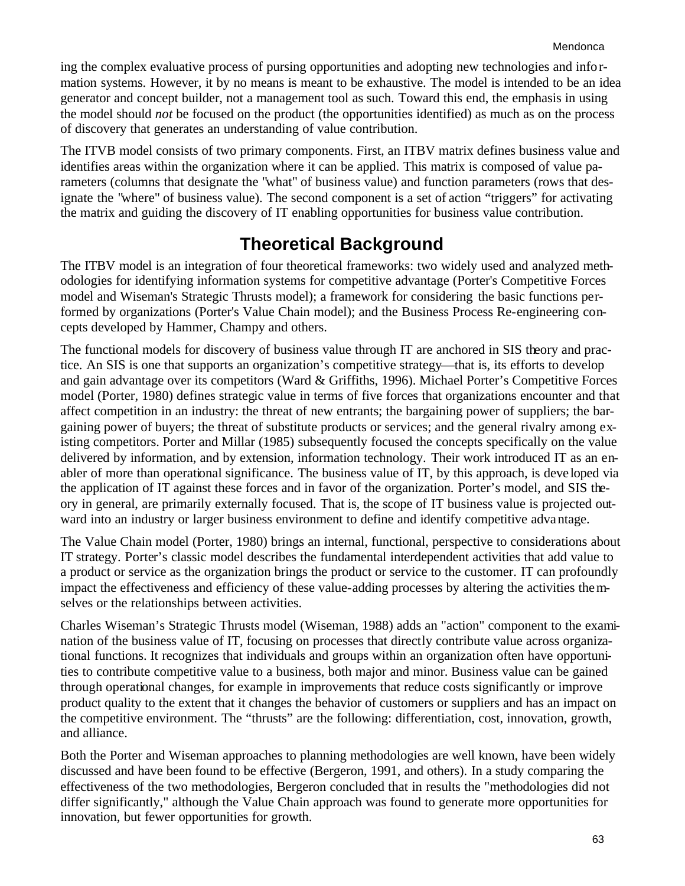ing the complex evaluative process of pursing opportunities and adopting new technologies and information systems. However, it by no means is meant to be exhaustive. The model is intended to be an idea generator and concept builder, not a management tool as such. Toward this end, the emphasis in using the model should *not* be focused on the product (the opportunities identified) as much as on the process of discovery that generates an understanding of value contribution.

The ITVB model consists of two primary components. First, an ITBV matrix defines business value and identifies areas within the organization where it can be applied. This matrix is composed of value parameters (columns that designate the "what" of business value) and function parameters (rows that designate the "where" of business value). The second component is a set of action "triggers" for activating the matrix and guiding the discovery of IT enabling opportunities for business value contribution.

## Theoretical Background

The ITBV model is an integration of four theoretical frameworks: two widely used and analyzed methodologies for identifying information systems for competitive advantage (Porter's Competitive Forces model and Wiseman's Strategic Thrusts model); a framework for considering the basic functions performed by organizations (Porter's Value Chain model); and the Business Process Re-engineering concepts developed by Hammer, Champy and others.

The functional models for discovery of business value through IT are anchored in SIS theory and practice. An SIS is one that supports an organization's competitive strategy—that is, its efforts to develop and gain advantage over its competitors (Ward & Griffiths, 1996). Michael Porter's Competitive Forces model (Porter, 1980) defines strategic value in terms of five forces that organizations encounter and that affect competition in an industry: the threat of new entrants; the bargaining power of suppliers; the bargaining power of buyers; the threat of substitute products or services; and the general rivalry among existing competitors. Porter and Millar (1985) subsequently focused the concepts specifically on the value delivered by information, and by extension, information technology. Their work introduced IT as an enabler of more than operational significance. The business value of IT, by this approach, is developed via the application of IT against these forces and in favor of the organization. Porter's model, and SIS theory in general, are primarily externally focused. That is, the scope of IT business value is projected outward into an industry or larger business environment to define and identify competitive advantage.

The Value Chain model (Porter, 1980) brings an internal, functional, perspective to considerations about IT strategy. Porter's classic model describes the fundamental interdependent activities that add value to a product or service as the organization brings the product or service to the customer. IT can profoundly impact the effectiveness and efficiency of these value-adding processes by altering the activities themselves or the relationships between activities.

Charles Wiseman's Strategic Thrusts model (Wiseman, 1988) adds an "action" component to the examination of the business value of IT, focusing on processes that directly contribute value across organizational functions. It recognizes that individuals and groups within an organization often have opportunities to contribute competitive value to a business, both major and minor. Business value can be gained through operational changes, for example in improvements that reduce costs significantly or improve product quality to the extent that it changes the behavior of customers or suppliers and has an impact on the competitive environment. The "thrusts" are the following: differentiation, cost, innovation, growth, and alliance.

Both the Porter and Wiseman approaches to planning methodologies are well known, have been widely discussed and have been found to be effective (Bergeron, 1991, and others). In a study comparing the effectiveness of the two methodologies, Bergeron concluded that in results the "methodologies did not differ significantly," although the Value Chain approach was found to generate more opportunities for innovation, but fewer opportunities for growth.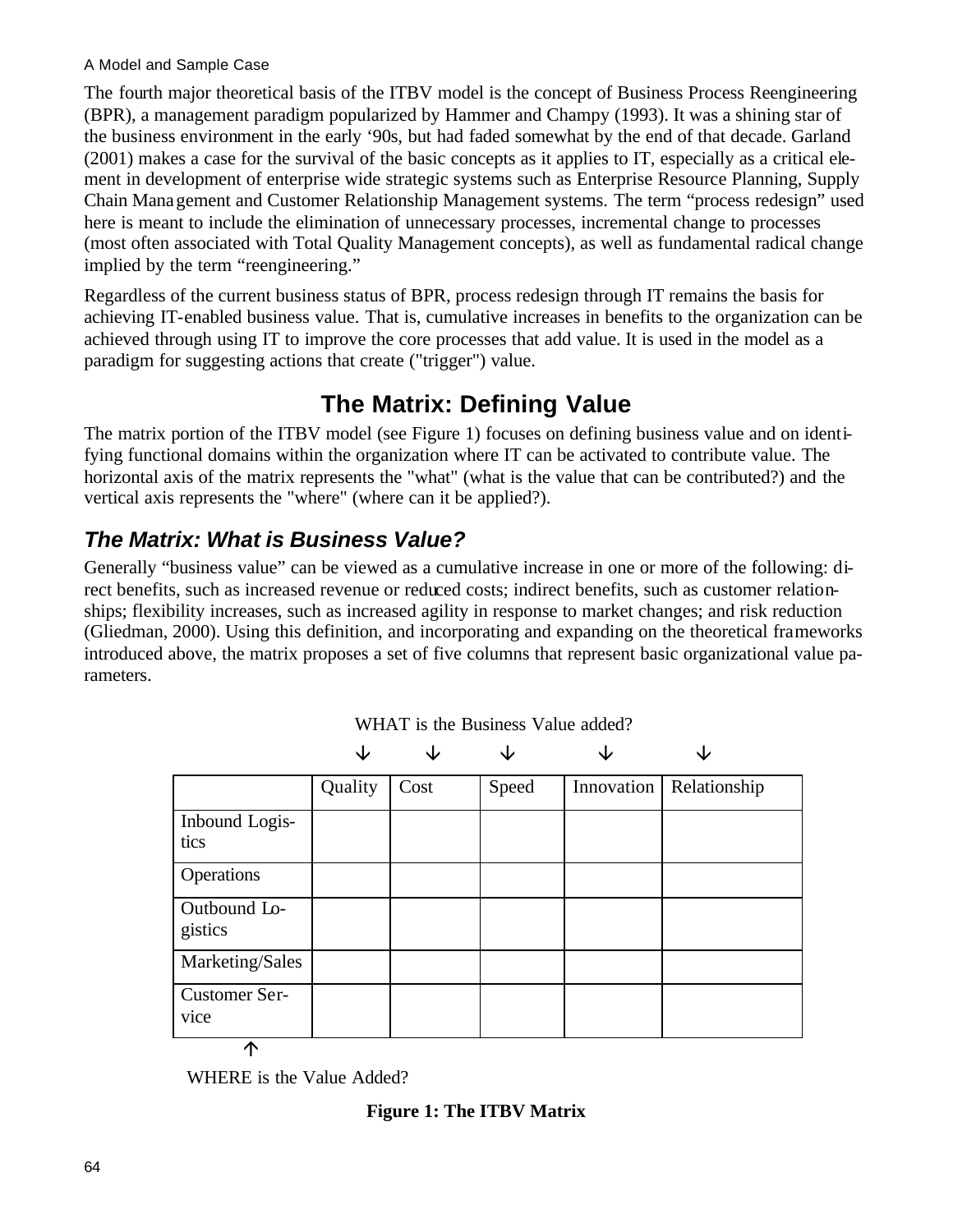The fourth major theoretical basis of the ITBV model is the concept of Business Process Reengineering (BPR), a management paradigm popularized by Hammer and Champy (1993). It was a shining star of the business environment in the early '90s, but had faded somewhat by the end of that decade. Garland (2001) makes a case for the survival of the basic concepts as it applies to IT, especially as a critical element in development of enterprise wide strategic systems such as Enterprise Resource Planning, Supply Chain Management and Customer Relationship Management systems. The term "process redesign" used here is meant to include the elimination of unnecessary processes, incremental change to processes (most often associated with Total Quality Management concepts), as well as fundamental radical change implied by the term "reengineering."

Regardless of the current business status of BPR, process redesign through IT remains the basis for achieving IT-enabled business value. That is, cumulative increases in benefits to the organization can be achieved through using IT to improve the core processes that add value. It is used in the model as a paradigm for suggesting actions that create ("trigger") value.

## The Matrix: Defining Value

The matrix portion of the ITBV model (see Figure 1) focuses on defining business value and on identifying functional domains within the organization where IT can be activated to contribute value. The horizontal axis of the matrix represents the "what" (what is the value that can be contributed?) and the vertical axis represents the "where" (where can it be applied?).

### *The Matrix: What is Business Value?*

Generally "business value" can be viewed as a cumulative increase in one or more of the following: direct benefits, such as increased revenue or reduced costs; indirect benefits, such as customer relationships; flexibility increases, such as increased agility in response to market changes; and risk reduction (Gliedman, 2000). Using this definition, and incorporating and expanding on the theoretical frameworks introduced above, the matrix proposes a set of five columns that represent basic organizational value parameters.

WHAT is the Business Value added?

| | Quality | Cost | Speed | Innovation | Relationship |
|---|---|---|---|---|---|
| Inbound Logistics | | | | | |
| Operations | | | | | |
| Outbound Logistics | | | | | |
| Marketing/Sales | | | | | |
| Customer Service | | | | | |

WHERE is the Value Added?

**Figure 1: The ITBV Matrix**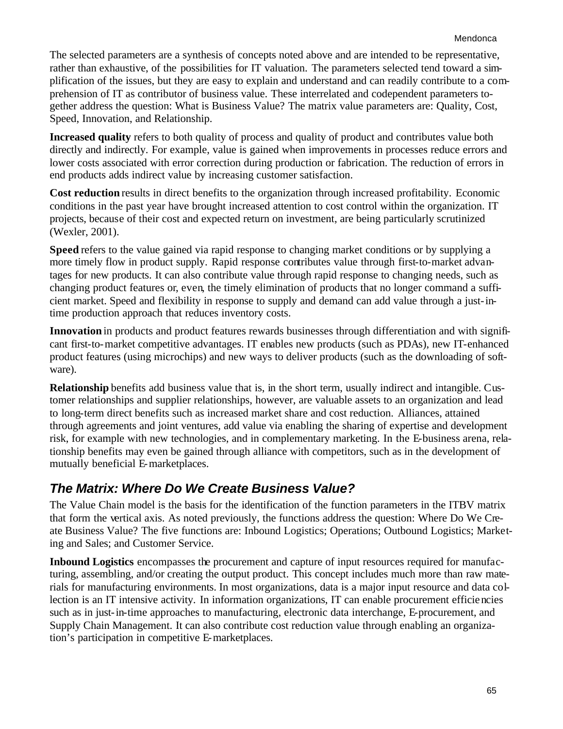The selected parameters are a synthesis of concepts noted above and are intended to be representative, rather than exhaustive, of the possibilities for IT valuation. The parameters selected tend toward a simplification of the issues, but they are easy to explain and understand and can readily contribute to a comprehension of IT as contributor of business value. These interrelated and codependent parameters together address the question: What is Business Value? The matrix value parameters are: Quality, Cost, Speed, Innovation, and Relationship.

**Increased quality** refers to both quality of process and quality of product and contributes value both directly and indirectly. For example, value is gained when improvements in processes reduce errors and lower costs associated with error correction during production or fabrication. The reduction of errors in end products adds indirect value by increasing customer satisfaction.

**Cost reduction** results in direct benefits to the organization through increased profitability. Economic conditions in the past year have brought increased attention to cost control within the organization. IT projects, because of their cost and expected return on investment, are being particularly scrutinized (Wexler, 2001).

**Speed** refers to the value gained via rapid response to changing market conditions or by supplying a more timely flow in product supply. Rapid response contributes value through first-to-market advantages for new products. It can also contribute value through rapid response to changing needs, such as changing product features or, even, the timely elimination of products that no longer command a sufficient market. Speed and flexibility in response to supply and demand can add value through a just-in-time production approach that reduces inventory costs.

**Innovation** in products and product features rewards businesses through differentiation and with significant first-to-market competitive advantages. IT enables new products (such as PDAs), new IT-enhanced product features (using microchips) and new ways to deliver products (such as the downloading of software).

**Relationship** benefits add business value that is, in the short term, usually indirect and intangible. Customer relationships and supplier relationships, however, are valuable assets to an organization and lead to long-term direct benefits such as increased market share and cost reduction. Alliances, attained through agreements and joint ventures, add value via enabling the sharing of expertise and development risk, for example with new technologies, and in complementary marketing. In the E-business arena, relationship benefits may even be gained through alliance with competitors, such as in the development of mutually beneficial E-marketplaces.

## *The Matrix: Where Do We Create Business Value?*

The Value Chain model is the basis for the identification of the function parameters in the ITBV matrix that form the vertical axis. As noted previously, the functions address the question: Where Do We Create Business Value? The five functions are: Inbound Logistics; Operations; Outbound Logistics; Marketing and Sales; and Customer Service.

**Inbound Logistics** encompasses the procurement and capture of input resources required for manufacturing, assembling, and/or creating the output product. This concept includes much more than raw materials for manufacturing environments. In most organizations, data is a major input resource and data collection is an IT intensive activity. In information organizations, IT can enable procurement efficiencies such as in just-in-time approaches to manufacturing, electronic data interchange, E-procurement, and Supply Chain Management. It can also contribute cost reduction value through enabling an organization's participation in competitive E-marketplaces.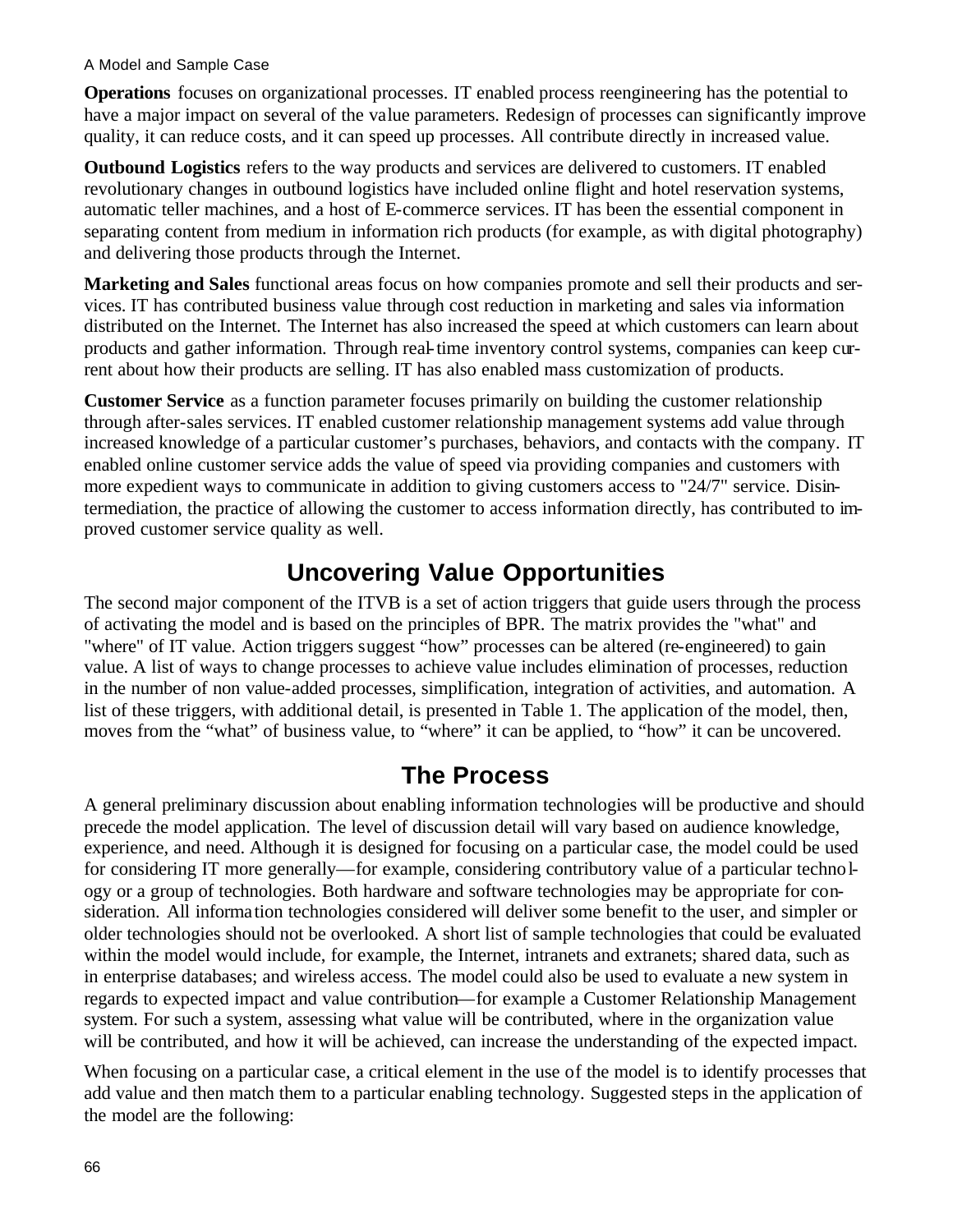**Operations** focuses on organizational processes. IT enabled process reengineering has the potential to have a major impact on several of the value parameters. Redesign of processes can significantly improve quality, it can reduce costs, and it can speed up processes. All contribute directly in increased value.

**Outbound Logistics** refers to the way products and services are delivered to customers. IT enabled revolutionary changes in outbound logistics have included online flight and hotel reservation systems, automatic teller machines, and a host of E-commerce services. IT has been the essential component in separating content from medium in information rich products (for example, as with digital photography) and delivering those products through the Internet.

**Marketing and Sales** functional areas focus on how companies promote and sell their products and services. IT has contributed business value through cost reduction in marketing and sales via information distributed on the Internet. The Internet has also increased the speed at which customers can learn about products and gather information. Through real-time inventory control systems, companies can keep current about how their products are selling. IT has also enabled mass customization of products.

**Customer Service** as a function parameter focuses primarily on building the customer relationship through after-sales services. IT enabled customer relationship management systems add value through increased knowledge of a particular customer's purchases, behaviors, and contacts with the company. IT enabled online customer service adds the value of speed via providing companies and customers with more expedient ways to communicate in addition to giving customers access to "24/7" service. Disintermediation, the practice of allowing the customer to access information directly, has contributed to improved customer service quality as well.

## Uncovering Value Opportunities

The second major component of the ITVB is a set of action triggers that guide users through the process of activating the model and is based on the principles of BPR. The matrix provides the "what" and "where" of IT value. Action triggers suggest "how" processes can be altered (re-engineered) to gain value. A list of ways to change processes to achieve value includes elimination of processes, reduction in the number of non value-added processes, simplification, integration of activities, and automation. A list of these triggers, with additional detail, is presented in Table 1. The application of the model, then, moves from the "what" of business value, to "where" it can be applied, to "how" it can be uncovered.

## The Process

A general preliminary discussion about enabling information technologies will be productive and should precede the model application. The level of discussion detail will vary based on audience knowledge, experience, and need. Although it is designed for focusing on a particular case, the model could be used for considering IT more generally—for example, considering contributory value of a particular technology or a group of technologies. Both hardware and software technologies may be appropriate for consideration. All information technologies considered will deliver some benefit to the user, and simpler or older technologies should not be overlooked. A short list of sample technologies that could be evaluated within the model would include, for example, the Internet, intranets and extranets; shared data, such as in enterprise databases; and wireless access. The model could also be used to evaluate a new system in regards to expected impact and value contribution—for example a Customer Relationship Management system. For such a system, assessing what value will be contributed, where in the organization value will be contributed, and how it will be achieved, can increase the understanding of the expected impact.

When focusing on a particular case, a critical element in the use of the model is to identify processes that add value and then match them to a particular enabling technology. Suggested steps in the application of the model are the following: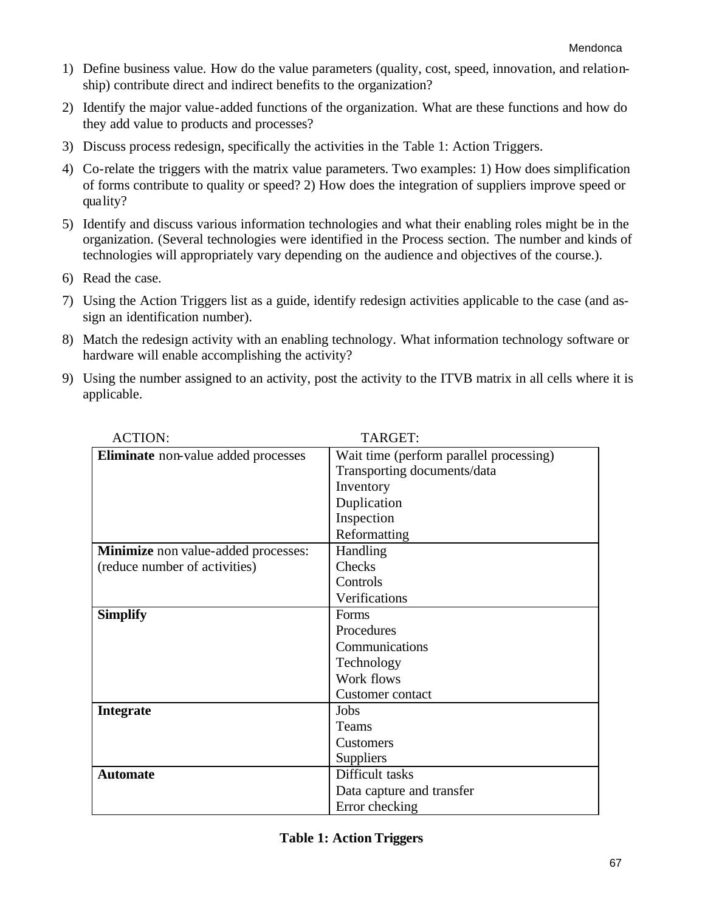1) Define business value. How do the value parameters (quality, cost, speed, innovation, and relationship) contribute direct and indirect benefits to the organization?
2) Identify the major value-added functions of the organization. What are these functions and how do they add value to products and processes?
3) Discuss process redesign, specifically the activities in the Table 1: Action Triggers.
4) Co-relate the triggers with the matrix value parameters. Two examples: 1) How does simplification of forms contribute to quality or speed? 2) How does the integration of suppliers improve speed or quality?
5) Identify and discuss various information technologies and what their enabling roles might be in the organization. (Several technologies were identified in the Process section. The number and kinds of technologies will appropriately vary depending on the audience and objectives of the course.).
6) Read the case.
7) Using the Action Triggers list as a guide, identify redesign activities applicable to the case (and assign an identification number).
8) Match the redesign activity with an enabling technology. What information technology software or hardware will enable accomplishing the activity?
9) Using the number assigned to an activity, post the activity to the ITVB matrix in all cells where it is applicable.

| ACTION: | TARGET: |
|---|---|
| **Eliminate** non-value added processes | Wait time (perform parallel processing)<br>Transporting documents/data<br>Inventory<br>Duplication<br>Inspection<br>Reformatting |
| **Minimize** non value-added processes:<br>(reduce number of activities) | Handling<br>Checks<br>Controls<br>Verifications |
| **Simplify** | Forms<br>Procedures<br>Communications<br>Technology<br>Work flows<br>Customer contact |
| **Integrate** | Jobs<br>Teams<br>Customers<br>Suppliers |
| **Automate** | Difficult tasks<br>Data capture and transfer<br>Error checking |

**Table 1: Action Triggers**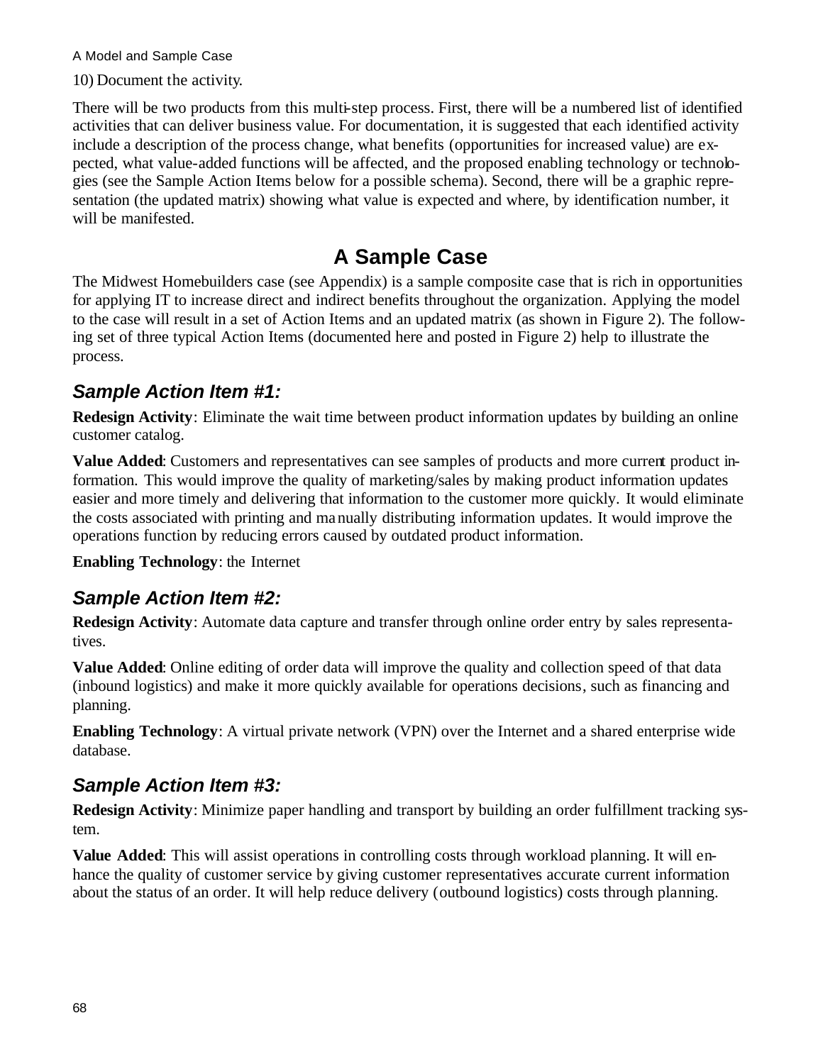10) Document the activity.

There will be two products from this multi-step process. First, there will be a numbered list of identified activities that can deliver business value. For documentation, it is suggested that each identified activity include a description of the process change, what benefits (opportunities for increased value) are expected, what value-added functions will be affected, and the proposed enabling technology or technologies (see the Sample Action Items below for a possible schema). Second, there will be a graphic representation (the updated matrix) showing what value is expected and where, by identification number, it will be manifested.

## A Sample Case

The Midwest Homebuilders case (see Appendix) is a sample composite case that is rich in opportunities for applying IT to increase direct and indirect benefits throughout the organization. Applying the model to the case will result in a set of Action Items and an updated matrix (as shown in Figure 2). The following set of three typical Action Items (documented here and posted in Figure 2) help to illustrate the process.

### *Sample Action Item #1:*

**Redesign Activity**: Eliminate the wait time between product information updates by building an online customer catalog.

**Value Added**: Customers and representatives can see samples of products and more current product information. This would improve the quality of marketing/sales by making product information updates easier and more timely and delivering that information to the customer more quickly. It would eliminate the costs associated with printing and manually distributing information updates. It would improve the operations function by reducing errors caused by outdated product information.

**Enabling Technology**: the Internet

### *Sample Action Item #2:*

**Redesign Activity**: Automate data capture and transfer through online order entry by sales representatives.

**Value Added**: Online editing of order data will improve the quality and collection speed of that data (inbound logistics) and make it more quickly available for operations decisions, such as financing and planning.

**Enabling Technology**: A virtual private network (VPN) over the Internet and a shared enterprise wide database.

### *Sample Action Item #3:*

**Redesign Activity**: Minimize paper handling and transport by building an order fulfillment tracking system.

**Value Added**: This will assist operations in controlling costs through workload planning. It will enhance the quality of customer service by giving customer representatives accurate current information about the status of an order. It will help reduce delivery (outbound logistics) costs through planning.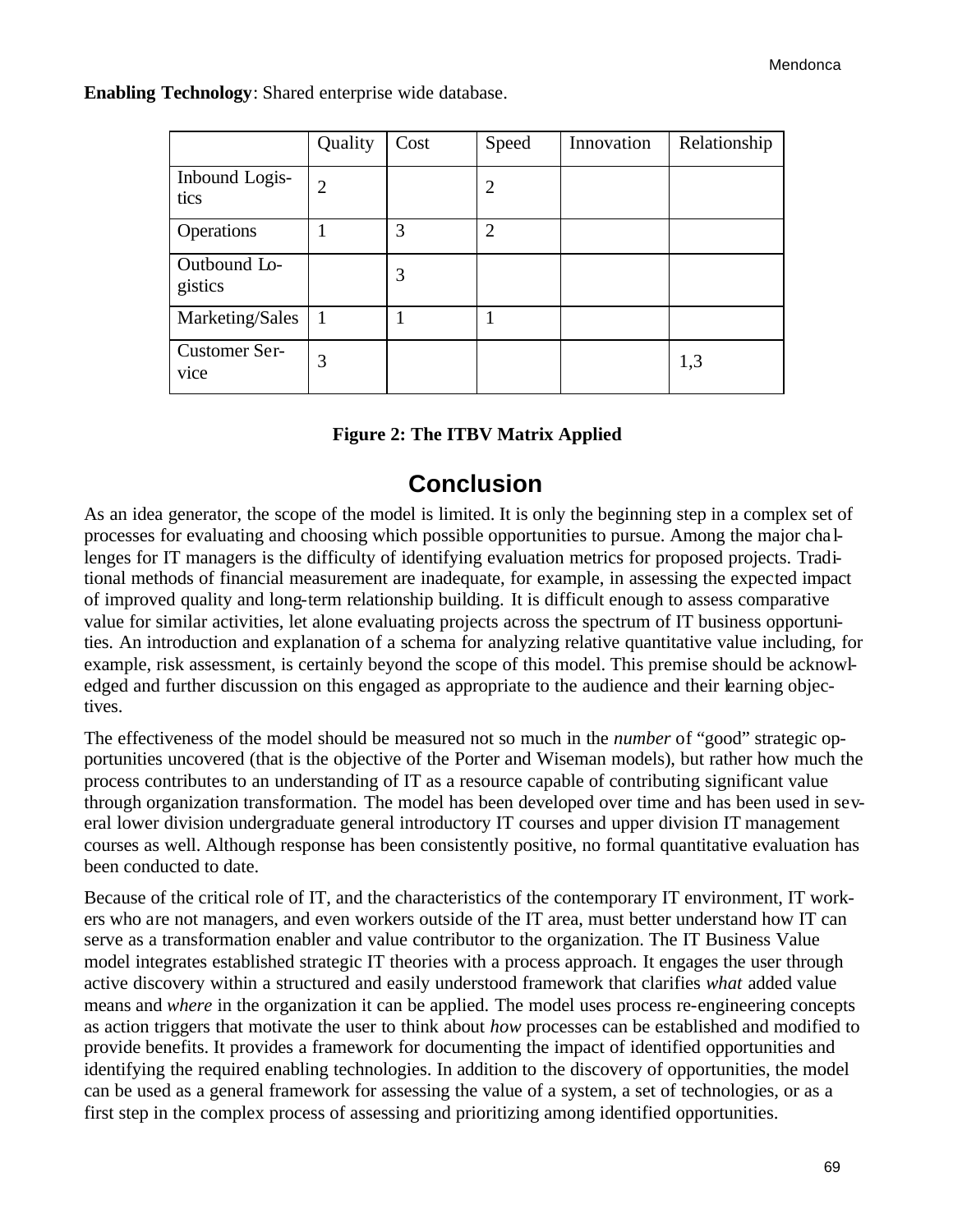**Enabling Technology**: Shared enterprise wide database.

| | Quality | Cost | Speed | Innovation | Relationship |
|---|---|---|---|---|---|
| Inbound Logistics | 2 | | 2 | | |
| Operations | 1 | 3 | 2 | | |
| Outbound Logistics | | 3 | | | |
| Marketing/Sales | 1 | 1 | 1 | | |
| Customer Service | 3 | | | | 1,3 |

**Figure 2: The ITBV Matrix Applied**

## Conclusion

As an idea generator, the scope of the model is limited. It is only the beginning step in a complex set of processes for evaluating and choosing which possible opportunities to pursue. Among the major challenges for IT managers is the difficulty of identifying evaluation metrics for proposed projects. Traditional methods of financial measurement are inadequate, for example, in assessing the expected impact of improved quality and long-term relationship building. It is difficult enough to assess comparative value for similar activities, let alone evaluating projects across the spectrum of IT business opportunities. An introduction and explanation of a schema for analyzing relative quantitative value including, for example, risk assessment, is certainly beyond the scope of this model. This premise should be acknowledged and further discussion on this engaged as appropriate to the audience and their learning objectives.

The effectiveness of the model should be measured not so much in the *number* of "good" strategic opportunities uncovered (that is the objective of the Porter and Wiseman models), but rather how much the process contributes to an understanding of IT as a resource capable of contributing significant value through organization transformation. The model has been developed over time and has been used in several lower division undergraduate general introductory IT courses and upper division IT management courses as well. Although response has been consistently positive, no formal quantitative evaluation has been conducted to date.

Because of the critical role of IT, and the characteristics of the contemporary IT environment, IT workers who are not managers, and even workers outside of the IT area, must better understand how IT can serve as a transformation enabler and value contributor to the organization. The IT Business Value model integrates established strategic IT theories with a process approach. It engages the user through active discovery within a structured and easily understood framework that clarifies *what* added value means and *where* in the organization it can be applied. The model uses process re-engineering concepts as action triggers that motivate the user to think about *how* processes can be established and modified to provide benefits. It provides a framework for documenting the impact of identified opportunities and identifying the required enabling technologies. In addition to the discovery of opportunities, the model can be used as a general framework for assessing the value of a system, a set of technologies, or as a first step in the complex process of assessing and prioritizing among identified opportunities.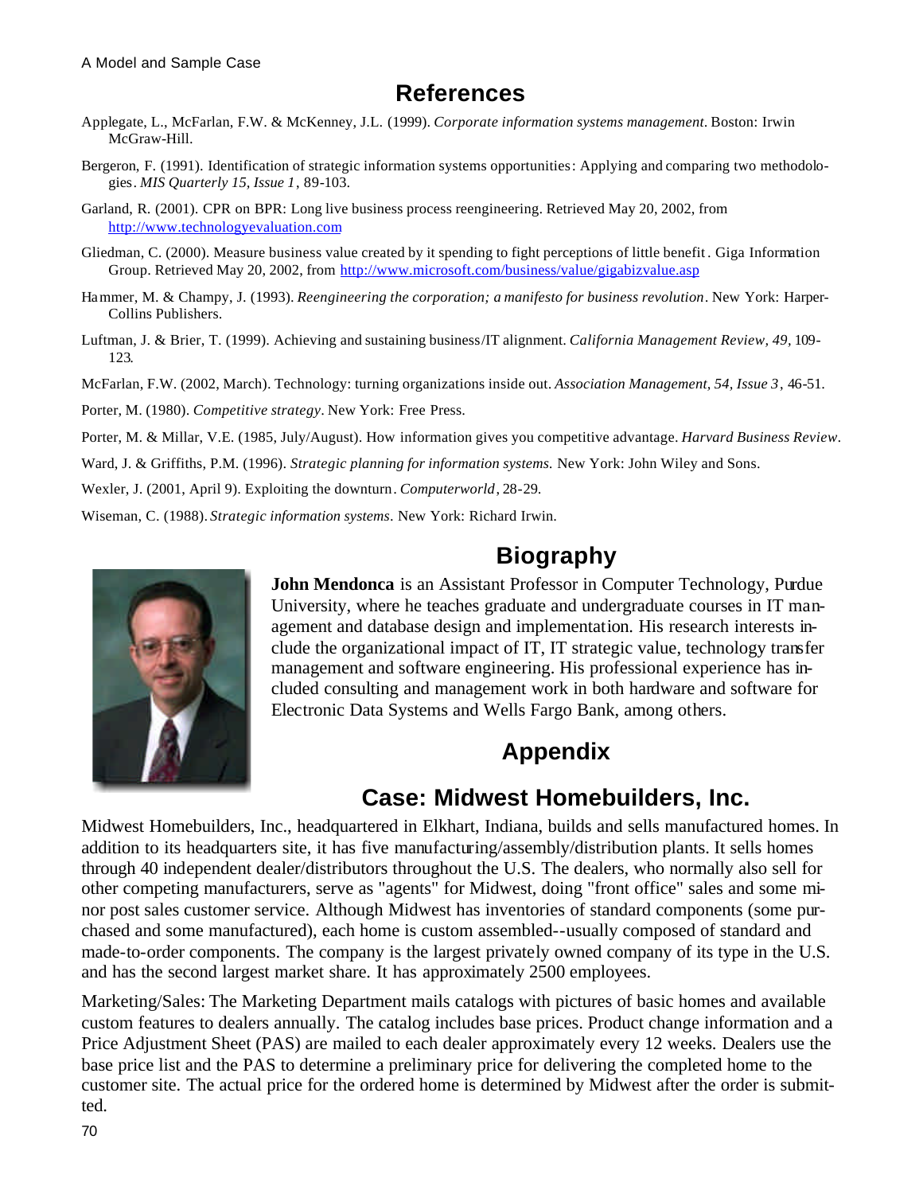## References

Applegate, L., McFarlan, F.W. & McKenney, J.L. (1999). *Corporate information systems management.* Boston: Irwin McGraw-Hill.

Bergeron, F. (1991). Identification of strategic information systems opportunities: Applying and comparing two methodologies. *MIS Quarterly 15, Issue 1*, 89-103.

Garland, R. (2001). CPR on BPR: Long live business process reengineering. Retrieved May 20, 2002, from http://www.technologyevaluation.com

Gliedman, C. (2000). Measure business value created by it spending to fight perceptions of little benefit. Giga Information Group. Retrieved May 20, 2002, from http://www.microsoft.com/business/value/gigabizvalue.asp

Hammer, M. & Champy, J. (1993). *Reengineering the corporation; a manifesto for business revolution*. New York: HarperCollins Publishers.

Luftman, J. & Brier, T. (1999). Achieving and sustaining business/IT alignment. *California Management Review, 49*, 109-123.

McFarlan, F.W. (2002, March). Technology: turning organizations inside out. *Association Management, 54, Issue 3*, 46-51.

Porter, M. (1980). *Competitive strategy*. New York: Free Press.

Porter, M. & Millar, V.E. (1985, July/August). How information gives you competitive advantage. *Harvard Business Review*.

Ward, J. & Griffiths, P.M. (1996). *Strategic planning for information systems.* New York: John Wiley and Sons.

Wexler, J. (2001, April 9). Exploiting the downturn. *Computerworld*, 28-29.

Wiseman, C. (1988). *Strategic information systems*. New York: Richard Irwin.

## Biography

**John Mendonca** is an Assistant Professor in Computer Technology, Purdue University, where he teaches graduate and undergraduate courses in IT management and database design and implementation. His research interests include the organizational impact of IT, IT strategic value, technology transfer management and software engineering. His professional experience has included consulting and management work in both hardware and software for Electronic Data Systems and Wells Fargo Bank, among others.

## Appendix

## Case: Midwest Homebuilders, Inc.

Midwest Homebuilders, Inc., headquartered in Elkhart, Indiana, builds and sells manufactured homes. In addition to its headquarters site, it has five manufacturing/assembly/distribution plants. It sells homes through 40 independent dealer/distributors throughout the U.S. The dealers, who normally also sell for other competing manufacturers, serve as "agents" for Midwest, doing "front office" sales and some minor post sales customer service. Although Midwest has inventories of standard components (some purchased and some manufactured), each home is custom assembled--usually composed of standard and made-to-order components. The company is the largest privately owned company of its type in the U.S. and has the second largest market share. It has approximately 2500 employees.

Marketing/Sales: The Marketing Department mails catalogs with pictures of basic homes and available custom features to dealers annually. The catalog includes base prices. Product change information and a Price Adjustment Sheet (PAS) are mailed to each dealer approximately every 12 weeks. Dealers use the base price list and the PAS to determine a preliminary price for delivering the completed home to the customer site. The actual price for the ordered home is determined by Midwest after the order is submitted.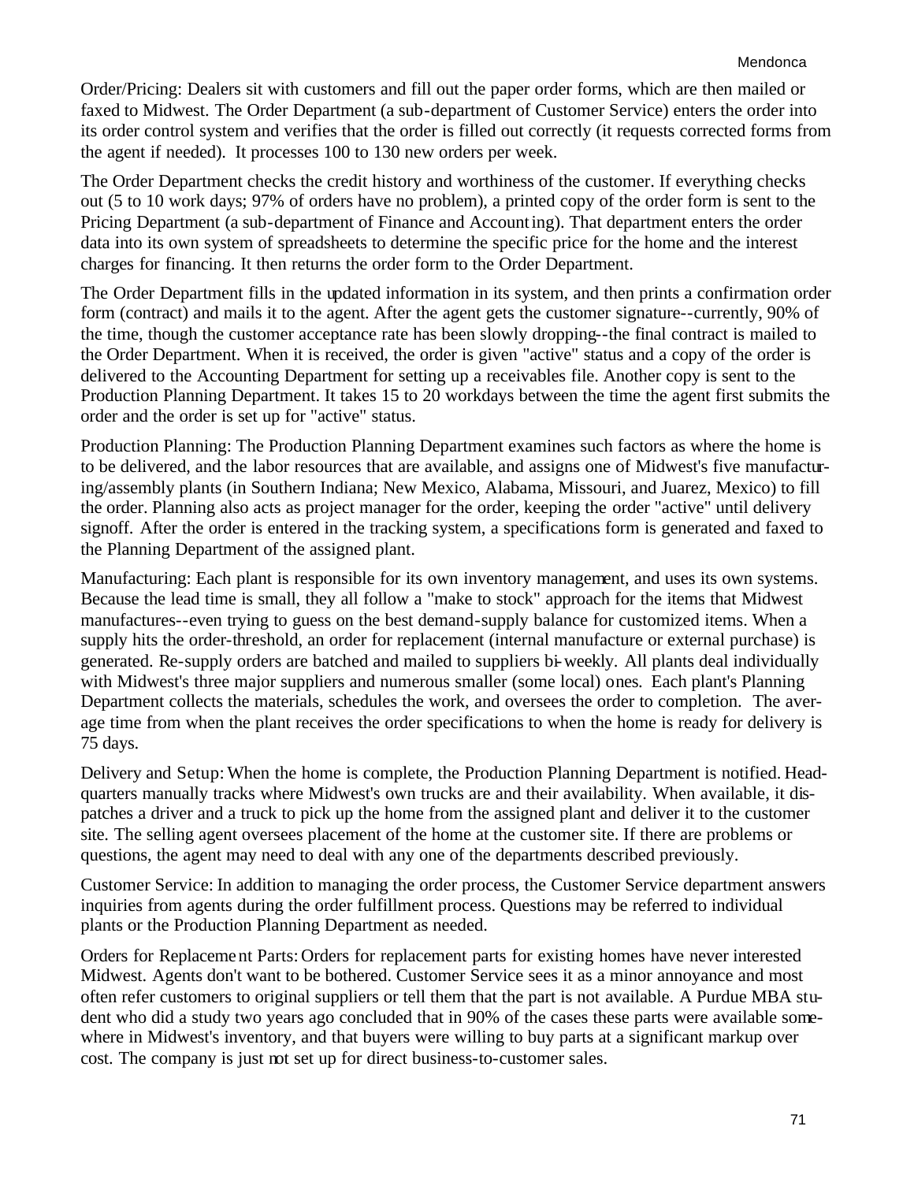Order/Pricing: Dealers sit with customers and fill out the paper order forms, which are then mailed or faxed to Midwest. The Order Department (a sub-department of Customer Service) enters the order into its order control system and verifies that the order is filled out correctly (it requests corrected forms from the agent if needed). It processes 100 to 130 new orders per week.

The Order Department checks the credit history and worthiness of the customer. If everything checks out (5 to 10 work days; 97% of orders have no problem), a printed copy of the order form is sent to the Pricing Department (a sub-department of Finance and Accounting). That department enters the order data into its own system of spreadsheets to determine the specific price for the home and the interest charges for financing. It then returns the order form to the Order Department.

The Order Department fills in the updated information in its system, and then prints a confirmation order form (contract) and mails it to the agent. After the agent gets the customer signature--currently, 90% of the time, though the customer acceptance rate has been slowly dropping--the final contract is mailed to the Order Department. When it is received, the order is given "active" status and a copy of the order is delivered to the Accounting Department for setting up a receivables file. Another copy is sent to the Production Planning Department. It takes 15 to 20 workdays between the time the agent first submits the order and the order is set up for "active" status.

Production Planning: The Production Planning Department examines such factors as where the home is to be delivered, and the labor resources that are available, and assigns one of Midwest's five manufacturing/assembly plants (in Southern Indiana; New Mexico, Alabama, Missouri, and Juarez, Mexico) to fill the order. Planning also acts as project manager for the order, keeping the order "active" until delivery signoff. After the order is entered in the tracking system, a specifications form is generated and faxed to the Planning Department of the assigned plant.

Manufacturing: Each plant is responsible for its own inventory management, and uses its own systems. Because the lead time is small, they all follow a "make to stock" approach for the items that Midwest manufactures--even trying to guess on the best demand-supply balance for customized items. When a supply hits the order-threshold, an order for replacement (internal manufacture or external purchase) is generated. Re-supply orders are batched and mailed to suppliers bi-weekly. All plants deal individually with Midwest's three major suppliers and numerous smaller (some local) ones. Each plant's Planning Department collects the materials, schedules the work, and oversees the order to completion. The average time from when the plant receives the order specifications to when the home is ready for delivery is 75 days.

Delivery and Setup: When the home is complete, the Production Planning Department is notified. Headquarters manually tracks where Midwest's own trucks are and their availability. When available, it dispatches a driver and a truck to pick up the home from the assigned plant and deliver it to the customer site. The selling agent oversees placement of the home at the customer site. If there are problems or questions, the agent may need to deal with any one of the departments described previously.

Customer Service: In addition to managing the order process, the Customer Service department answers inquiries from agents during the order fulfillment process. Questions may be referred to individual plants or the Production Planning Department as needed.

Orders for Replacement Parts: Orders for replacement parts for existing homes have never interested Midwest. Agents don't want to be bothered. Customer Service sees it as a minor annoyance and most often refer customers to original suppliers or tell them that the part is not available. A Purdue MBA student who did a study two years ago concluded that in 90% of the cases these parts were available somewhere in Midwest's inventory, and that buyers were willing to buy parts at a significant markup over cost. The company is just not set up for direct business-to-customer sales.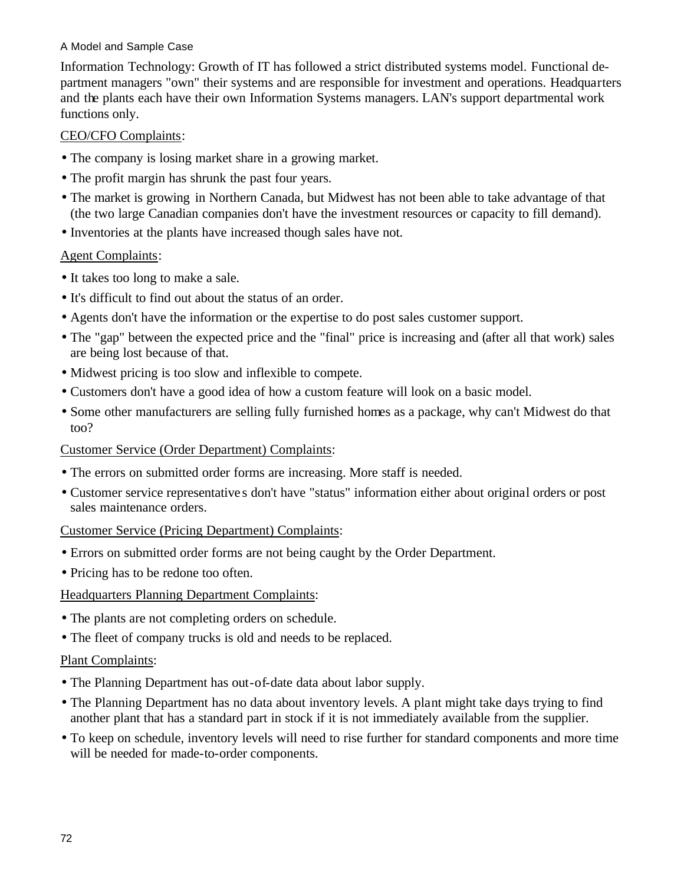Information Technology: Growth of IT has followed a strict distributed systems model. Functional department managers "own" their systems and are responsible for investment and operations. Headquarters and the plants each have their own Information Systems managers. LAN's support departmental work functions only.

CEO/CFO Complaints:

- The company is losing market share in a growing market.
- The profit margin has shrunk the past four years.
- The market is growing in Northern Canada, but Midwest has not been able to take advantage of that (the two large Canadian companies don't have the investment resources or capacity to fill demand).
- Inventories at the plants have increased though sales have not.

Agent Complaints:

- It takes too long to make a sale.
- It's difficult to find out about the status of an order.
- Agents don't have the information or the expertise to do post sales customer support.
- The "gap" between the expected price and the "final" price is increasing and (after all that work) sales are being lost because of that.
- Midwest pricing is too slow and inflexible to compete.
- Customers don't have a good idea of how a custom feature will look on a basic model.
- Some other manufacturers are selling fully furnished homes as a package, why can't Midwest do that too?

Customer Service (Order Department) Complaints:

- The errors on submitted order forms are increasing. More staff is needed.
- Customer service representatives don't have "status" information either about original orders or post sales maintenance orders.

Customer Service (Pricing Department) Complaints:

- Errors on submitted order forms are not being caught by the Order Department.
- Pricing has to be redone too often.

Headquarters Planning Department Complaints:

- The plants are not completing orders on schedule.
- The fleet of company trucks is old and needs to be replaced.

Plant Complaints:

- The Planning Department has out-of-date data about labor supply.
- The Planning Department has no data about inventory levels. A plant might take days trying to find another plant that has a standard part in stock if it is not immediately available from the supplier.
- To keep on schedule, inventory levels will need to rise further for standard components and more time will be needed for made-to-order components.